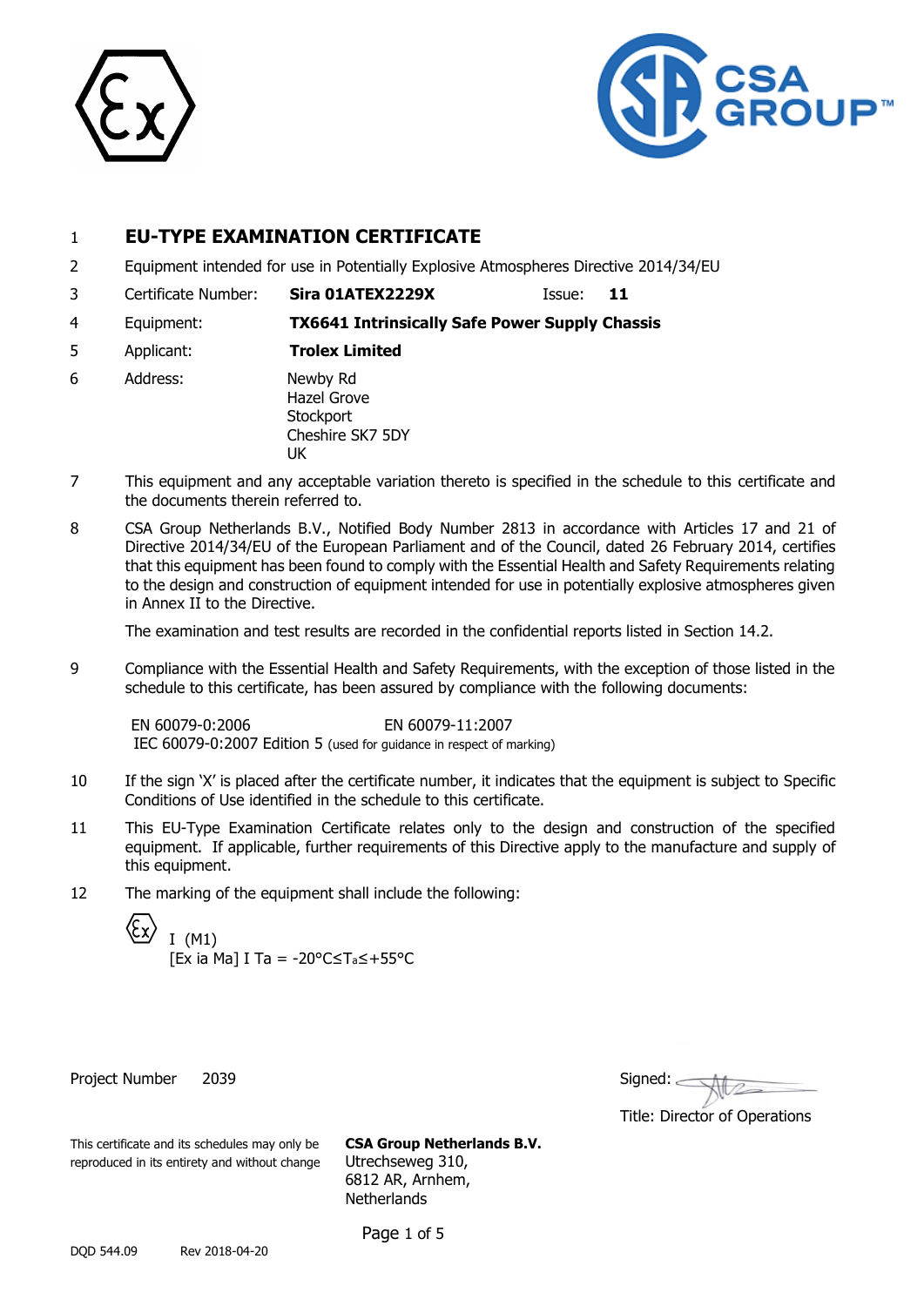1 **EU-TYPE EXAMINATION CERTIFICATE**

2 Equipment intended for use in Potentially Explosive Atmospheres Directive 2014/34/EU

3 Certificate Number: **Sira 01ATEX2229X** Issue: **11**

4 Equipment: **TX6641 Intrinsically Safe Power Supply Chassis**

5 Applicant: **Trolex Limited**

6 Address: Newby Rd
Hazel Grove
Stockport
Cheshire SK7 5DY
UK

7 This equipment and any acceptable variation thereto is specified in the schedule to this certificate and the documents therein referred to.

8 CSA Group Netherlands B.V., Notified Body Number 2813 in accordance with Articles 17 and 21 of Directive 2014/34/EU of the European Parliament and of the Council, dated 26 February 2014, certifies that this equipment has been found to comply with the Essential Health and Safety Requirements relating to the design and construction of equipment intended for use in potentially explosive atmospheres given in Annex II to the Directive.

The examination and test results are recorded in the confidential reports listed in Section 14.2.

9 Compliance with the Essential Health and Safety Requirements, with the exception of those listed in the schedule to this certificate, has been assured by compliance with the following documents:

EN 60079-0:2006 EN 60079-11:2007
IEC 60079-0:2007 Edition 5 (used for guidance in respect of marking)

10 If the sign 'X' is placed after the certificate number, it indicates that the equipment is subject to Specific Conditions of Use identified in the schedule to this certificate.

11 This EU-Type Examination Certificate relates only to the design and construction of the specified equipment. If applicable, further requirements of this Directive apply to the manufacture and supply of this equipment.

12 The marking of the equipment shall include the following:

Ex I (M1)
[Ex ia Ma] I Ta = $-20°C \leq T_a \leq +55°C$

Project Number 2039

Signed:

Title: Director of Operations

This certificate and its schedules may only be reproduced in its entirety and without change

**CSA Group Netherlands B.V.**
Utrechseweg 310,
6812 AR, Arnhem,
Netherlands

DQD 544.09 Rev 2018-04-20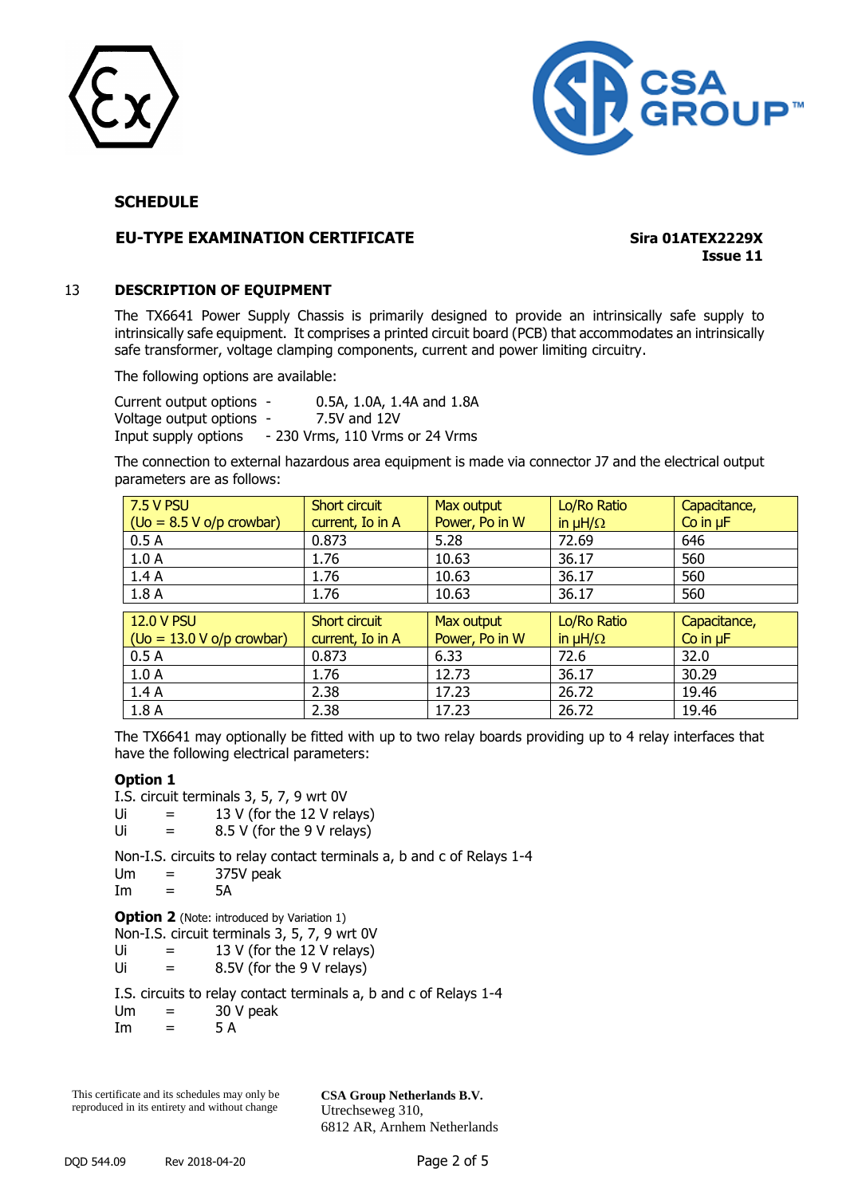## SCHEDULE

**EU-TYPE EXAMINATION CERTIFICATE** **Sira 01ATEX2229X**
**Issue 11**

## 13 DESCRIPTION OF EQUIPMENT

The TX6641 Power Supply Chassis is primarily designed to provide an intrinsically safe supply to intrinsically safe equipment. It comprises a printed circuit board (PCB) that accommodates an intrinsically safe transformer, voltage clamping components, current and power limiting circuitry.

The following options are available:

Current output options - 0.5A, 1.0A, 1.4A and 1.8A
Voltage output options - 7.5V and 12V
Input supply options - 230 Vrms, 110 Vrms or 24 Vrms

The connection to external hazardous area equipment is made via connector J7 and the electrical output parameters are as follows:

| 7.5 V PSU (Uo = 8.5 V o/p crowbar) | Short circuit current, Io in A | Max output Power, Po in W | Lo/Ro Ratio in μH/Ω | Capacitance, Co in μF |
|---|---|---|---|---|
| 0.5 A | 0.873 | 5.28 | 72.69 | 646 |
| 1.0 A | 1.76 | 10.63 | 36.17 | 560 |
| 1.4 A | 1.76 | 10.63 | 36.17 | 560 |
| 1.8 A | 1.76 | 10.63 | 36.17 | 560 |

| 12.0 V PSU (Uo = 13.0 V o/p crowbar) | Short circuit current, Io in A | Max output Power, Po in W | Lo/Ro Ratio in μH/Ω | Capacitance, Co in μF |
|---|---|---|---|---|
| 0.5 A | 0.873 | 6.33 | 72.6 | 32.0 |
| 1.0 A | 1.76 | 12.73 | 36.17 | 30.29 |
| 1.4 A | 2.38 | 17.23 | 26.72 | 19.46 |
| 1.8 A | 2.38 | 17.23 | 26.72 | 19.46 |

The TX6641 may optionally be fitted with up to two relay boards providing up to 4 relay interfaces that have the following electrical parameters:

**Option 1**
I.S. circuit terminals 3, 5, 7, 9 wrt 0V
Ui = 13 V (for the 12 V relays)
Ui = 8.5 V (for the 9 V relays)

Non-I.S. circuits to relay contact terminals a, b and c of Relays 1-4
Um = 375V peak
Im = 5A

**Option 2** (Note: introduced by Variation 1)
Non-I.S. circuit terminals 3, 5, 7, 9 wrt 0V
Ui = 13 V (for the 12 V relays)
Ui = 8.5V (for the 9 V relays)

I.S. circuits to relay contact terminals a, b and c of Relays 1-4
Um = 30 V peak
Im = 5 A

This certificate and its schedules may only be reproduced in its entirety and without change

**CSA Group Netherlands B.V.**
Utrechseweg 310,
6812 AR, Arnhem Netherlands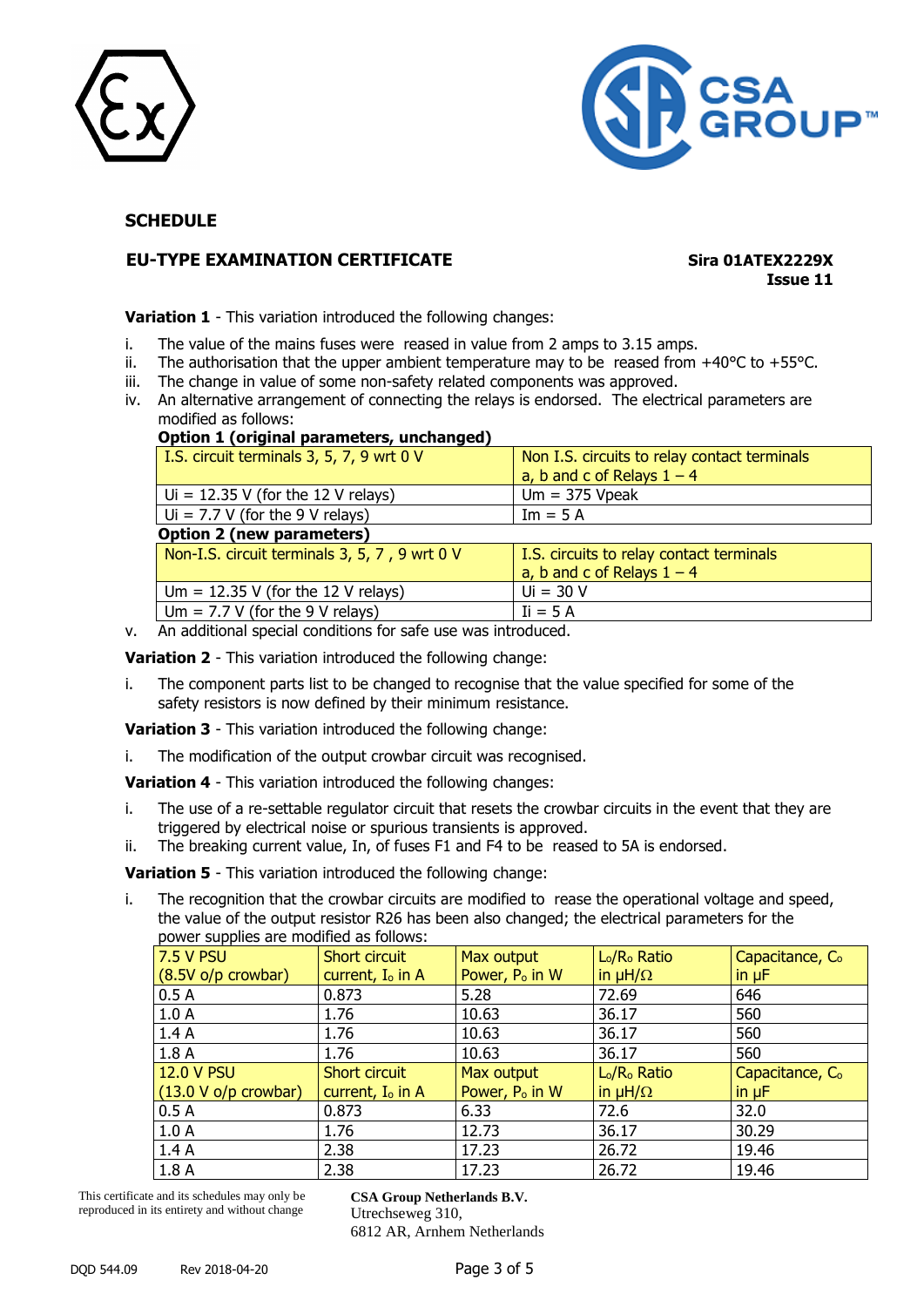**SCHEDULE**

**EU-TYPE EXAMINATION CERTIFICATE** **Sira 01ATEX2229X**
**Issue 11**

**Variation 1** - This variation introduced the following changes:

i. The value of the mains fuses were reased in value from 2 amps to 3.15 amps.
ii. The authorisation that the upper ambient temperature may to be reased from +40°C to +55°C.
iii. The change in value of some non-safety related components was approved.
iv. An alternative arrangement of connecting the relays is endorsed. The electrical parameters are modified as follows:

**Option 1 (original parameters, unchanged)**

| I.S. circuit terminals 3, 5, 7, 9 wrt 0 V | Non I.S. circuits to relay contact terminals a, b and c of Relays 1 – 4 |
|---|---|
| Ui = 12.35 V (for the 12 V relays) | Um = 375 Vpeak |
| Ui = 7.7 V (for the 9 V relays) | Im = 5 A |

**Option 2 (new parameters)**

| Non-I.S. circuit terminals 3, 5, 7 , 9 wrt 0 V | I.S. circuits to relay contact terminals a, b and c of Relays 1 – 4 |
|---|---|
| Um = 12.35 V (for the 12 V relays) | Ui = 30 V |
| Um = 7.7 V (for the 9 V relays) | Ii = 5 A |

v. An additional special conditions for safe use was introduced.

**Variation 2** - This variation introduced the following change:

i. The component parts list to be changed to recognise that the value specified for some of the safety resistors is now defined by their minimum resistance.

**Variation 3** - This variation introduced the following change:

i. The modification of the output crowbar circuit was recognised.

**Variation 4** - This variation introduced the following changes:

i. The use of a re-settable regulator circuit that resets the crowbar circuits in the event that they are triggered by electrical noise or spurious transients is approved.
ii. The breaking current value, In, of fuses F1 and F4 to be reased to 5A is endorsed.

**Variation 5** - This variation introduced the following change:

i. The recognition that the crowbar circuits are modified to rease the operational voltage and speed, the value of the output resistor R26 has been also changed; the electrical parameters for the power supplies are modified as follows:

| 7.5 V PSU (8.5V o/p crowbar) | Short circuit current, $I_o$ in A | Max output Power, $P_o$ in W | $L_o/R_o$ Ratio in µH/Ω | Capacitance, $C_o$ in µF |
|---|---|---|---|---|
| 0.5 A | 0.873 | 5.28 | 72.69 | 646 |
| 1.0 A | 1.76 | 10.63 | 36.17 | 560 |
| 1.4 A | 1.76 | 10.63 | 36.17 | 560 |
| 1.8 A | 1.76 | 10.63 | 36.17 | 560 |
| **12.0 V PSU (13.0 V o/p crowbar)** | **Short circuit current, $I_o$ in A** | **Max output Power, $P_o$ in W** | **$L_o/R_o$ Ratio in µH/Ω** | **Capacitance, $C_o$ in µF** |
| 0.5 A | 0.873 | 6.33 | 72.6 | 32.0 |
| 1.0 A | 1.76 | 12.73 | 36.17 | 30.29 |
| 1.4 A | 2.38 | 17.23 | 26.72 | 19.46 |
| 1.8 A | 2.38 | 17.23 | 26.72 | 19.46 |

This certificate and its schedules may only be reproduced in its entirety and without change

**CSA Group Netherlands B.V.**
Utrechseweg 310,
6812 AR, Arnhem Netherlands

DQD 544.09 Rev 2018-04-20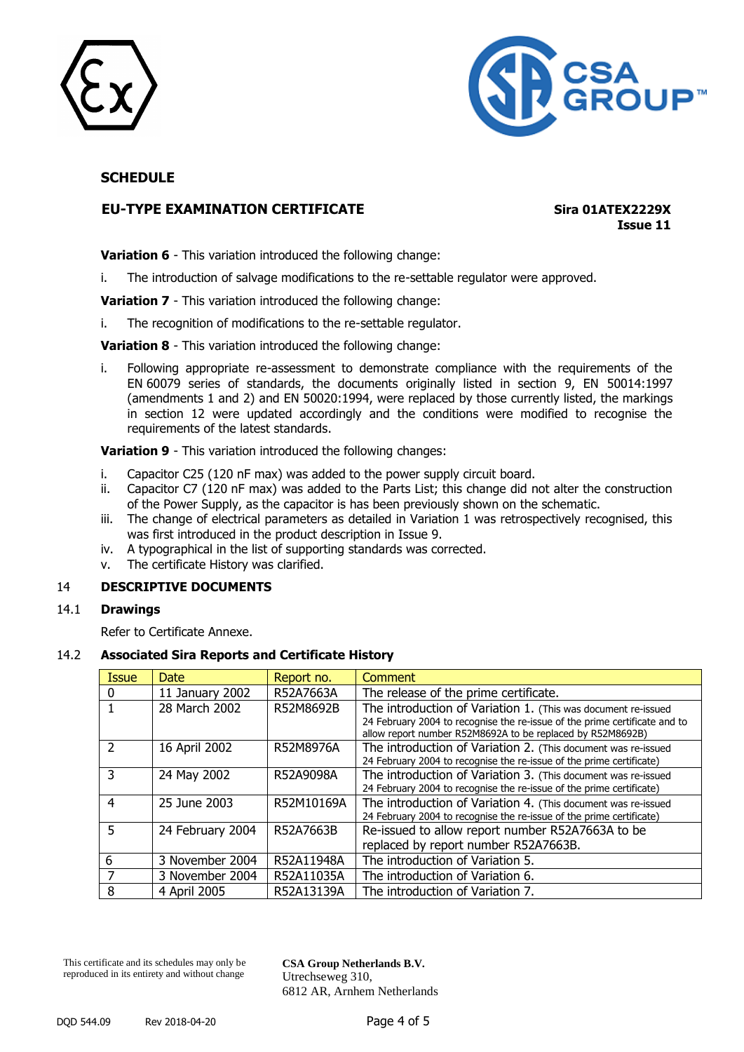## SCHEDULE

**EU-TYPE EXAMINATION CERTIFICATE** **Sira 01ATEX2229X**
**Issue 11**

**Variation 6** - This variation introduced the following change:

i. The introduction of salvage modifications to the re-settable regulator were approved.

**Variation 7** - This variation introduced the following change:

i. The recognition of modifications to the re-settable regulator.

**Variation 8** - This variation introduced the following change:

i. Following appropriate re-assessment to demonstrate compliance with the requirements of the EN 60079 series of standards, the documents originally listed in section 9, EN 50014:1997 (amendments 1 and 2) and EN 50020:1994, were replaced by those currently listed, the markings in section 12 were updated accordingly and the conditions were modified to recognise the requirements of the latest standards.

**Variation 9** - This variation introduced the following changes:

i. Capacitor C25 (120 nF max) was added to the power supply circuit board.
ii. Capacitor C7 (120 nF max) was added to the Parts List; this change did not alter the construction of the Power Supply, as the capacitor is has been previously shown on the schematic.
iii. The change of electrical parameters as detailed in Variation 1 was retrospectively recognised, this was first introduced in the product description in Issue 9.
iv. A typographical in the list of supporting standards was corrected.
v. The certificate History was clarified.

## 14 DESCRIPTIVE DOCUMENTS

### 14.1 Drawings

Refer to Certificate Annexe.

### 14.2 Associated Sira Reports and Certificate History

| Issue | Date | Report no. | Comment |
|---|---|---|---|
| 0 | 11 January 2002 | R52A7663A | The release of the prime certificate. |
| 1 | 28 March 2002 | R52M8692B | The introduction of Variation 1. (This was document re-issued 24 February 2004 to recognise the re-issue of the prime certificate and to allow report number R52M8692A to be replaced by R52M8692B) |
| 2 | 16 April 2002 | R52M8976A | The introduction of Variation 2. (This document was re-issued 24 February 2004 to recognise the re-issue of the prime certificate) |
| 3 | 24 May 2002 | R52A9098A | The introduction of Variation 3. (This document was re-issued 24 February 2004 to recognise the re-issue of the prime certificate) |
| 4 | 25 June 2003 | R52M10169A | The introduction of Variation 4. (This document was re-issued 24 February 2004 to recognise the re-issue of the prime certificate) |
| 5 | 24 February 2004 | R52A7663B | Re-issued to allow report number R52A7663A to be replaced by report number R52A7663B. |
| 6 | 3 November 2004 | R52A11948A | The introduction of Variation 5. |
| 7 | 3 November 2004 | R52A11035A | The introduction of Variation 6. |
| 8 | 4 April 2005 | R52A13139A | The introduction of Variation 7. |

This certificate and its schedules may only be reproduced in its entirety and without change

**CSA Group Netherlands B.V.**
Utrechseweg 310,
6812 AR, Arnhem Netherlands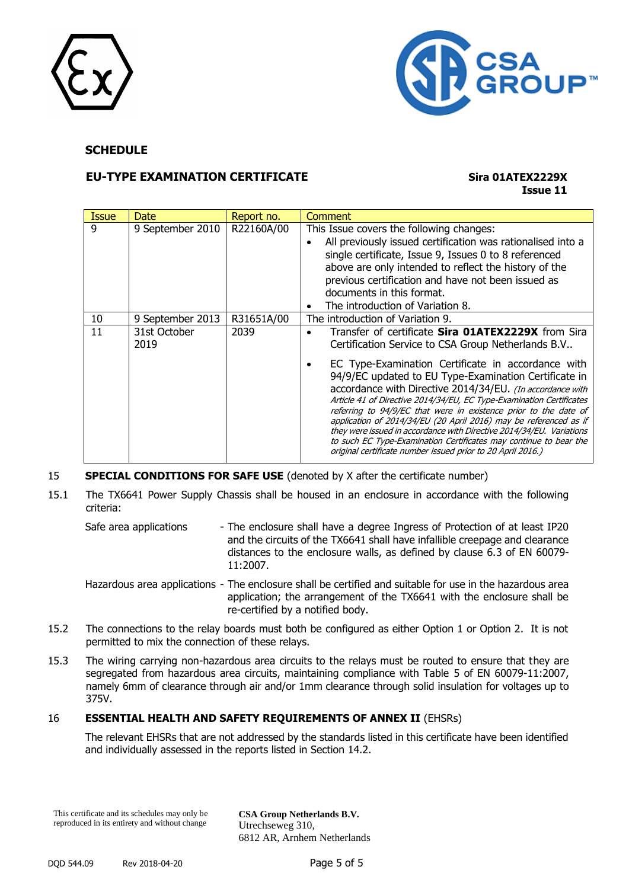**SCHEDULE**

**EU-TYPE EXAMINATION CERTIFICATE** **Sira 01ATEX2229X**
**Issue 11**

| Issue | Date | Report no. | Comment |
|---|---|---|---|
| 9 | 9 September 2010 | R22160A/00 | This Issue covers the following changes:<br>• All previously issued certification was rationalised into a single certificate, Issue 9, Issues 0 to 8 referenced above are only intended to reflect the history of the previous certification and have not been issued as documents in this format.<br>• The introduction of Variation 8. |
| 10 | 9 September 2013 | R31651A/00 | The introduction of Variation 9. |
| 11 | 31st October 2019 | 2039 | • Transfer of certificate **Sira 01ATEX2229X** from Sira Certification Service to CSA Group Netherlands B.V..<br>• EC Type-Examination Certificate in accordance with 94/9/EC updated to EU Type-Examination Certificate in accordance with Directive 2014/34/EU. *(In accordance with Article 41 of Directive 2014/34/EU, EC Type-Examination Certificates referring to 94/9/EC that were in existence prior to the date of application of 2014/34/EU (20 April 2016) may be referenced as if they were issued in accordance with Directive 2014/34/EU. Variations to such EC Type-Examination Certificates may continue to bear the original certificate number issued prior to 20 April 2016.)* |

15 **SPECIAL CONDITIONS FOR SAFE USE** (denoted by X after the certificate number)

15.1 The TX6641 Power Supply Chassis shall be housed in an enclosure in accordance with the following criteria:

Safe area applications - The enclosure shall have a degree Ingress of Protection of at least IP20 and the circuits of the TX6641 shall have infallible creepage and clearance distances to the enclosure walls, as defined by clause 6.3 of EN 60079-11:2007.

Hazardous area applications - The enclosure shall be certified and suitable for use in the hazardous area application; the arrangement of the TX6641 with the enclosure shall be re-certified by a notified body.

15.2 The connections to the relay boards must both be configured as either Option 1 or Option 2. It is not permitted to mix the connection of these relays.

15.3 The wiring carrying non-hazardous area circuits to the relays must be routed to ensure that they are segregated from hazardous area circuits, maintaining compliance with Table 5 of EN 60079-11:2007, namely 6mm of clearance through air and/or 1mm clearance through solid insulation for voltages up to 375V.

16 **ESSENTIAL HEALTH AND SAFETY REQUIREMENTS OF ANNEX II** (EHSRs)

The relevant EHSRs that are not addressed by the standards listed in this certificate have been identified and individually assessed in the reports listed in Section 14.2.

This certificate and its schedules may only be reproduced in its entirety and without change

**CSA Group Netherlands B.V.**
Utrechseweg 310,
6812 AR, Arnhem Netherlands

DQD 544.09 Rev 2018-04-20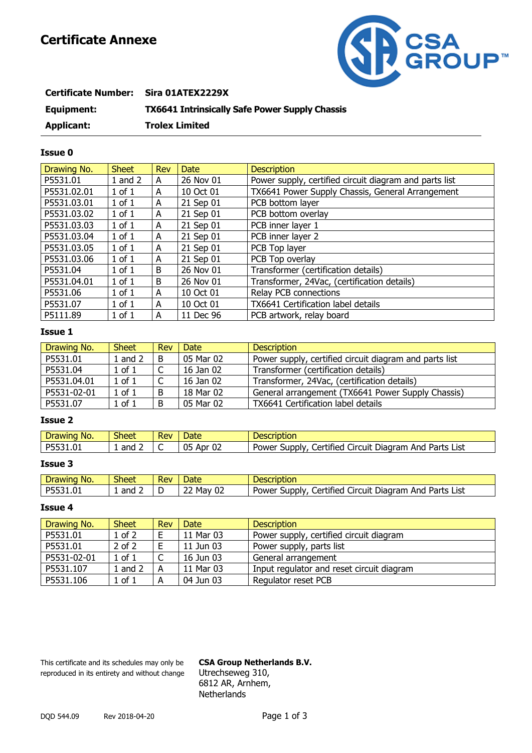# Certificate Annexe

**Certificate Number:** Sira 01ATEX2229X

**Equipment:** TX6641 Intrinsically Safe Power Supply Chassis

**Applicant:** Trolex Limited

### Issue 0

| Drawing No. | Sheet | Rev | Date | Description |
|---|---|---|---|---|
| P5531.01 | 1 and 2 | A | 26 Nov 01 | Power supply, certified circuit diagram and parts list |
| P5531.02.01 | 1 of 1 | A | 10 Oct 01 | TX6641 Power Supply Chassis, General Arrangement |
| P5531.03.01 | 1 of 1 | A | 21 Sep 01 | PCB bottom layer |
| P5531.03.02 | 1 of 1 | A | 21 Sep 01 | PCB bottom overlay |
| P5531.03.03 | 1 of 1 | A | 21 Sep 01 | PCB inner layer 1 |
| P5531.03.04 | 1 of 1 | A | 21 Sep 01 | PCB inner layer 2 |
| P5531.03.05 | 1 of 1 | A | 21 Sep 01 | PCB Top layer |
| P5531.03.06 | 1 of 1 | A | 21 Sep 01 | PCB Top overlay |
| P5531.04 | 1 of 1 | B | 26 Nov 01 | Transformer (certification details) |
| P5531.04.01 | 1 of 1 | B | 26 Nov 01 | Transformer, 24Vac, (certification details) |
| P5531.06 | 1 of 1 | A | 10 Oct 01 | Relay PCB connections |
| P5531.07 | 1 of 1 | A | 10 Oct 01 | TX6641 Certification label details |
| P5111.89 | 1 of 1 | A | 11 Dec 96 | PCB artwork, relay board |

### Issue 1

| Drawing No. | Sheet | Rev | Date | Description |
|---|---|---|---|---|
| P5531.01 | 1 and 2 | B | 05 Mar 02 | Power supply, certified circuit diagram and parts list |
| P5531.04 | 1 of 1 | C | 16 Jan 02 | Transformer (certification details) |
| P5531.04.01 | 1 of 1 | C | 16 Jan 02 | Transformer, 24Vac, (certification details) |
| P5531-02-01 | 1 of 1 | B | 18 Mar 02 | General arrangement (TX6641 Power Supply Chassis) |
| P5531.07 | 1 of 1 | B | 05 Mar 02 | TX6641 Certification label details |

### Issue 2

| Drawing No. | Sheet | Rev | Date | Description |
|---|---|---|---|---|
| P5531.01 | 1 and 2 | C | 05 Apr 02 | Power Supply, Certified Circuit Diagram And Parts List |

### Issue 3

| Drawing No. | Sheet | Rev | Date | Description |
|---|---|---|---|---|
| P5531.01 | 1 and 2 | D | 22 May 02 | Power Supply, Certified Circuit Diagram And Parts List |

### Issue 4

| Drawing No. | Sheet | Rev | Date | Description |
|---|---|---|---|---|
| P5531.01 | 1 of 2 | E | 11 Mar 03 | Power supply, certified circuit diagram |
| P5531.01 | 2 of 2 | E | 11 Jun 03 | Power supply, parts list |
| P5531-02-01 | 1 of 1 | C | 16 Jun 03 | General arrangement |
| P5531.107 | 1 and 2 | A | 11 Mar 03 | Input regulator and reset circuit diagram |
| P5531.106 | 1 of 1 | A | 04 Jun 03 | Regulator reset PCB |

This certificate and its schedules may only be reproduced in its entirety and without change

**CSA Group Netherlands B.V.**
Utrechseweg 310,
6812 AR, Arnhem,
Netherlands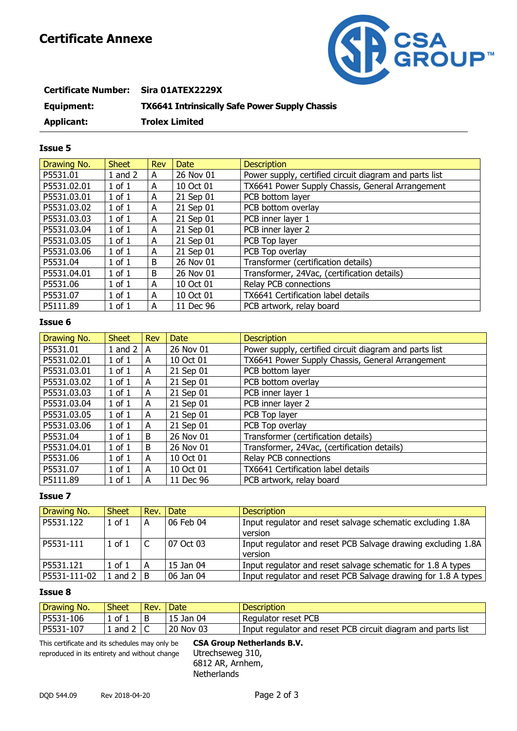# Certificate Annexe

**Certificate Number:** **Sira 01ATEX2229X**

**Equipment:** **TX6641 Intrinsically Safe Power Supply Chassis**

**Applicant:** **Trolex Limited**

### Issue 5

| Drawing No. | Sheet | Rev | Date | Description |
|---|---|---|---|---|
| P5531.01 | 1 and 2 | A | 26 Nov 01 | Power supply, certified circuit diagram and parts list |
| P5531.02.01 | 1 of 1 | A | 10 Oct 01 | TX6641 Power Supply Chassis, General Arrangement |
| P5531.03.01 | 1 of 1 | A | 21 Sep 01 | PCB bottom layer |
| P5531.03.02 | 1 of 1 | A | 21 Sep 01 | PCB bottom overlay |
| P5531.03.03 | 1 of 1 | A | 21 Sep 01 | PCB inner layer 1 |
| P5531.03.04 | 1 of 1 | A | 21 Sep 01 | PCB inner layer 2 |
| P5531.03.05 | 1 of 1 | A | 21 Sep 01 | PCB Top layer |
| P5531.03.06 | 1 of 1 | A | 21 Sep 01 | PCB Top overlay |
| P5531.04 | 1 of 1 | B | 26 Nov 01 | Transformer (certification details) |
| P5531.04.01 | 1 of 1 | B | 26 Nov 01 | Transformer, 24Vac, (certification details) |
| P5531.06 | 1 of 1 | A | 10 Oct 01 | Relay PCB connections |
| P5531.07 | 1 of 1 | A | 10 Oct 01 | TX6641 Certification label details |
| P5111.89 | 1 of 1 | A | 11 Dec 96 | PCB artwork, relay board |

### Issue 6

| Drawing No. | Sheet | Rev | Date | Description |
|---|---|---|---|---|
| P5531.01 | 1 and 2 | A | 26 Nov 01 | Power supply, certified circuit diagram and parts list |
| P5531.02.01 | 1 of 1 | A | 10 Oct 01 | TX6641 Power Supply Chassis, General Arrangement |
| P5531.03.01 | 1 of 1 | A | 21 Sep 01 | PCB bottom layer |
| P5531.03.02 | 1 of 1 | A | 21 Sep 01 | PCB bottom overlay |
| P5531.03.03 | 1 of 1 | A | 21 Sep 01 | PCB inner layer 1 |
| P5531.03.04 | 1 of 1 | A | 21 Sep 01 | PCB inner layer 2 |
| P5531.03.05 | 1 of 1 | A | 21 Sep 01 | PCB Top layer |
| P5531.03.06 | 1 of 1 | A | 21 Sep 01 | PCB Top overlay |
| P5531.04 | 1 of 1 | B | 26 Nov 01 | Transformer (certification details) |
| P5531.04.01 | 1 of 1 | B | 26 Nov 01 | Transformer, 24Vac, (certification details) |
| P5531.06 | 1 of 1 | A | 10 Oct 01 | Relay PCB connections |
| P5531.07 | 1 of 1 | A | 10 Oct 01 | TX6641 Certification label details |
| P5111.89 | 1 of 1 | A | 11 Dec 96 | PCB artwork, relay board |

### Issue 7

| Drawing No. | Sheet | Rev. | Date | Description |
|---|---|---|---|---|
| P5531.122 | 1 of 1 | A | 06 Feb 04 | Input regulator and reset salvage schematic excluding 1.8A version |
| P5531-111 | 1 of 1 | C | 07 Oct 03 | Input regulator and reset PCB Salvage drawing excluding 1.8A version |
| P5531.121 | 1 of 1 | A | 15 Jan 04 | Input regulator and reset salvage schematic for 1.8 A types |
| P5531-111-02 | 1 and 2 | B | 06 Jan 04 | Input regulator and reset PCB Salvage drawing for 1.8 A types |

### Issue 8

| Drawing No. | Sheet | Rev. | Date | Description |
|---|---|---|---|---|
| P5531-106 | 1 of 1 | B | 15 Jan 04 | Regulator reset PCB |
| P5531-107 | 1 and 2 | C | 20 Nov 03 | Input regulator and reset PCB circuit diagram and parts list |

This certificate and its schedules may only be reproduced in its entirety and without change

**CSA Group Netherlands B.V.**
Utrechseweg 310,
6812 AR, Arnhem,
Netherlands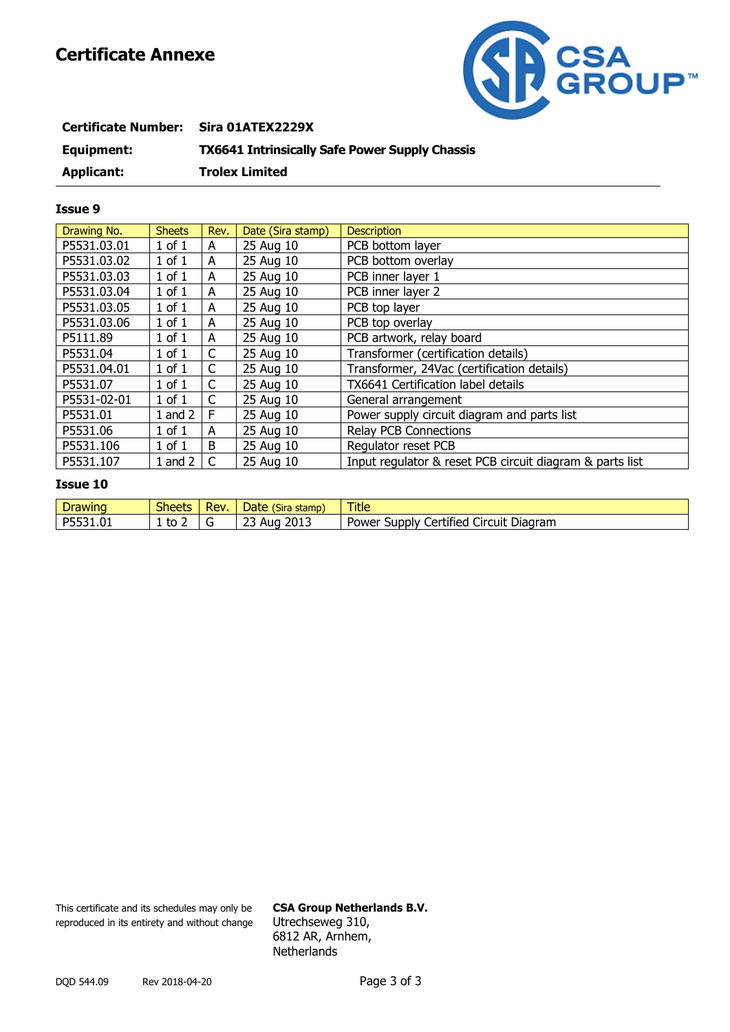# Certificate Annexe

| | |
|---|---|
| **Certificate Number:** | **Sira 01ATEX2229X** |
| **Equipment:** | **TX6641 Intrinsically Safe Power Supply Chassis** |
| **Applicant:** | **Trolex Limited** |

### Issue 9

| Drawing No. | Sheets | Rev. | Date (Sira stamp) | Description |
|---|---|---|---|---|
| P5531.03.01 | 1 of 1 | A | 25 Aug 10 | PCB bottom layer |
| P5531.03.02 | 1 of 1 | A | 25 Aug 10 | PCB bottom overlay |
| P5531.03.03 | 1 of 1 | A | 25 Aug 10 | PCB inner layer 1 |
| P5531.03.04 | 1 of 1 | A | 25 Aug 10 | PCB inner layer 2 |
| P5531.03.05 | 1 of 1 | A | 25 Aug 10 | PCB top layer |
| P5531.03.06 | 1 of 1 | A | 25 Aug 10 | PCB top overlay |
| P5111.89 | 1 of 1 | A | 25 Aug 10 | PCB artwork, relay board |
| P5531.04 | 1 of 1 | C | 25 Aug 10 | Transformer (certification details) |
| P5531.04.01 | 1 of 1 | C | 25 Aug 10 | Transformer, 24Vac (certification details) |
| P5531.07 | 1 of 1 | C | 25 Aug 10 | TX6641 Certification label details |
| P5531-02-01 | 1 of 1 | C | 25 Aug 10 | General arrangement |
| P5531.01 | 1 and 2 | F | 25 Aug 10 | Power supply circuit diagram and parts list |
| P5531.06 | 1 of 1 | A | 25 Aug 10 | Relay PCB Connections |
| P5531.106 | 1 of 1 | B | 25 Aug 10 | Regulator reset PCB |
| P5531.107 | 1 and 2 | C | 25 Aug 10 | Input regulator & reset PCB circuit diagram & parts list |

### Issue 10

| Drawing | Sheets | Rev. | Date (Sira stamp) | Title |
|---|---|---|---|---|
| P5531.01 | 1 to 2 | G | 23 Aug 2013 | Power Supply Certified Circuit Diagram |

This certificate and its schedules may only be reproduced in its entirety and without change

**CSA Group Netherlands B.V.**
Utrechseweg 310,
6812 AR, Arnhem,
Netherlands

DQD 544.09 Rev 2018-04-20